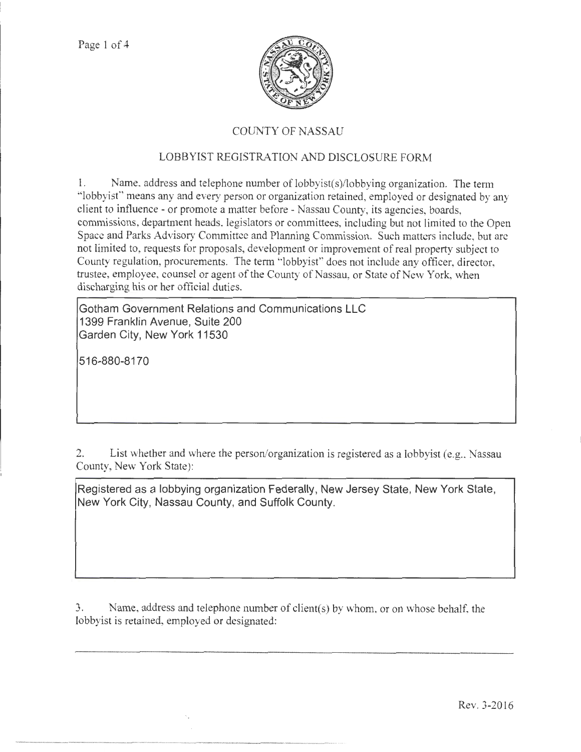# COUNTY OF NASSAU

## LOBBYIST REGISTRATION AND DISCLOSURE FORM

1. Name, address and telephone number of lobbyist(s)/lobbying organization. The term "lobbyist" means any and every person or organization retained, employed or designated by any client to influence - or promote a matter before - Nassau County, its agencies, boards, commissions, department heads, legislators or committees, including but not limited to the Open Space and Parks Advisory Committee and Planning Commission. Such matters include, but are not limited to, requests for proposals, development or improvement of real property subject to County regulation, procurements. The term "lobbyist" does not include any officer, director, trustee, employee, counsel or agent of the County of Nassau, or State of New York, when discharging his or her official duties.

Gotham Government Relations and Communications LLC
1399 Franklin Avenue, Suite 200
Garden City, New York 11530

516-880-8170

2. List whether and where the person/organization is registered as a lobbyist (e.g., Nassau County, New York State):

Registered as a lobbying organization Federally, New Jersey State, New York State, New York City, Nassau County, and Suffolk County.

3. Name, address and telephone number of client(s) by whom, or on whose behalf, the lobbyist is retained, employed or designated:

Rev. 3-2016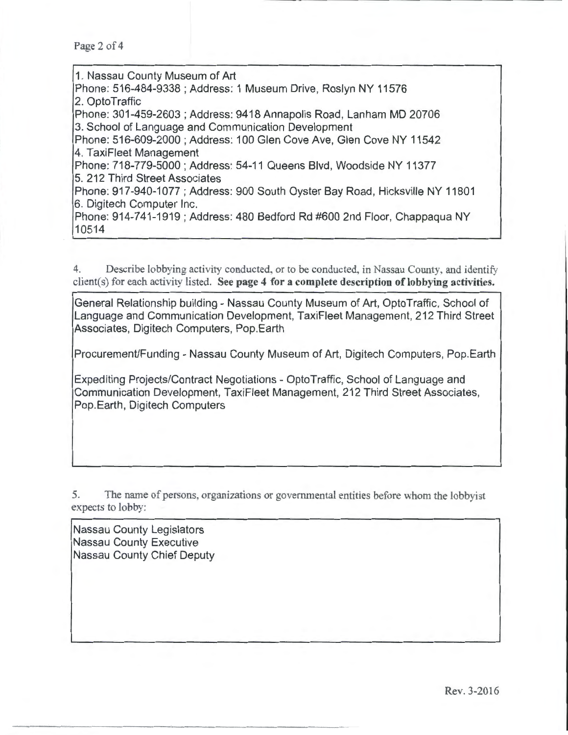1. Nassau County Museum of Art
Phone: 516-484-9338 ; Address: 1 Museum Drive, Roslyn NY 11576
2. OptoTraffic
Phone: 301-459-2603 ; Address: 9418 Annapolis Road, Lanham MD 20706
3. School of Language and Communication Development
Phone: 516-609-2000 ; Address: 100 Glen Cove Ave, Glen Cove NY 11542
4. TaxiFleet Management
Phone: 718-779-5000 ; Address: 54-11 Queens Blvd, Woodside NY 11377
5. 212 Third Street Associates
Phone: 917-940-1077 ; Address: 900 South Oyster Bay Road, Hicksville NY 11801
6. Digitech Computer Inc.
Phone: 914-741-1919 ; Address: 480 Bedford Rd #600 2nd Floor, Chappaqua NY 10514

4. Describe lobbying activity conducted, or to be conducted, in Nassau County, and identify client(s) for each activity listed. **See page 4 for a complete description of lobbying activities.**

General Relationship building - Nassau County Museum of Art, OptoTraffic, School of Language and Communication Development, TaxiFleet Management, 212 Third Street Associates, Digitech Computers, Pop.Earth

Procurement/Funding - Nassau County Museum of Art, Digitech Computers, Pop.Earth

Expediting Projects/Contract Negotiations - OptoTraffic, School of Language and Communication Development, TaxiFleet Management, 212 Third Street Associates, Pop.Earth, Digitech Computers

5. The name of persons, organizations or governmental entities before whom the lobbyist expects to lobby:

Nassau County Legislators
Nassau County Executive
Nassau County Chief Deputy

Rev. 3-2016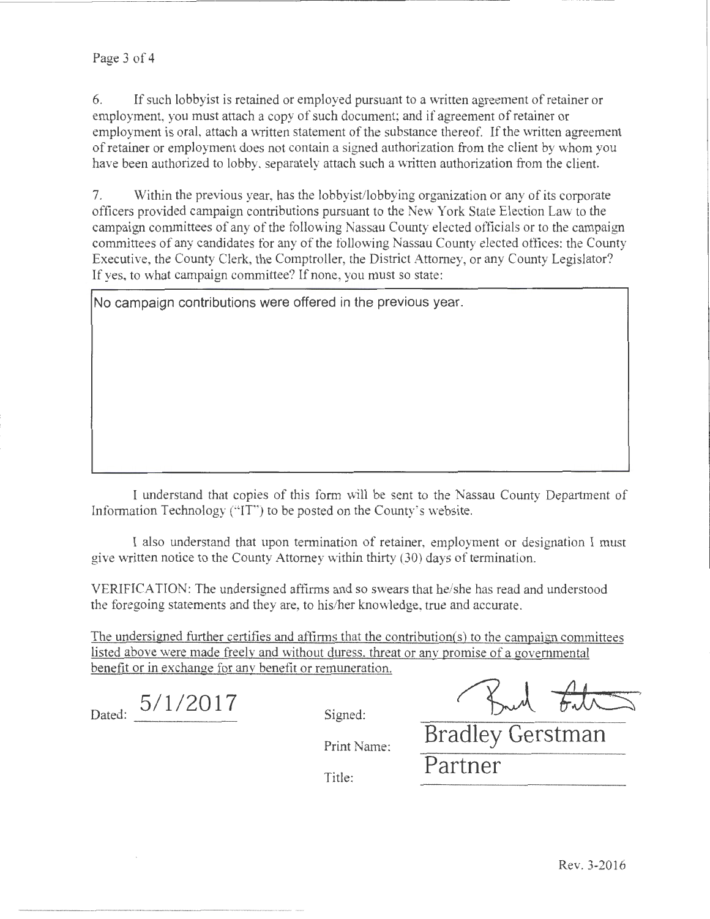6. If such lobbyist is retained or employed pursuant to a written agreement of retainer or employment, you must attach a copy of such document; and if agreement of retainer or employment is oral, attach a written statement of the substance thereof. If the written agreement of retainer or employment does not contain a signed authorization from the client by whom you have been authorized to lobby, separately attach such a written authorization from the client.

7. Within the previous year, has the lobbyist/lobbying organization or any of its corporate officers provided campaign contributions pursuant to the New York State Election Law to the campaign committees of any of the following Nassau County elected officials or to the campaign committees of any candidates for any of the following Nassau County elected offices: the County Executive, the County Clerk, the Comptroller, the District Attorney, or any County Legislator? If yes, to what campaign committee? If none, you must so state:

No campaign contributions were offered in the previous year.

I understand that copies of this form will be sent to the Nassau County Department of Information Technology ("IT") to be posted on the County's website.

I also understand that upon termination of retainer, employment or designation I must give written notice to the County Attorney within thirty (30) days of termination.

VERIFICATION: The undersigned affirms and so swears that he/she has read and understood the foregoing statements and they are, to his/her knowledge, true and accurate.

The undersigned further certifies and affirms that the contribution(s) to the campaign committees listed above were made freely and without duress, threat or any promise of a governmental benefit or in exchange for any benefit or remuneration.

Dated: 5/1/2017

Signed: [signature]

Print Name: Bradley Gerstman

Title: Partner

Rev. 3-2016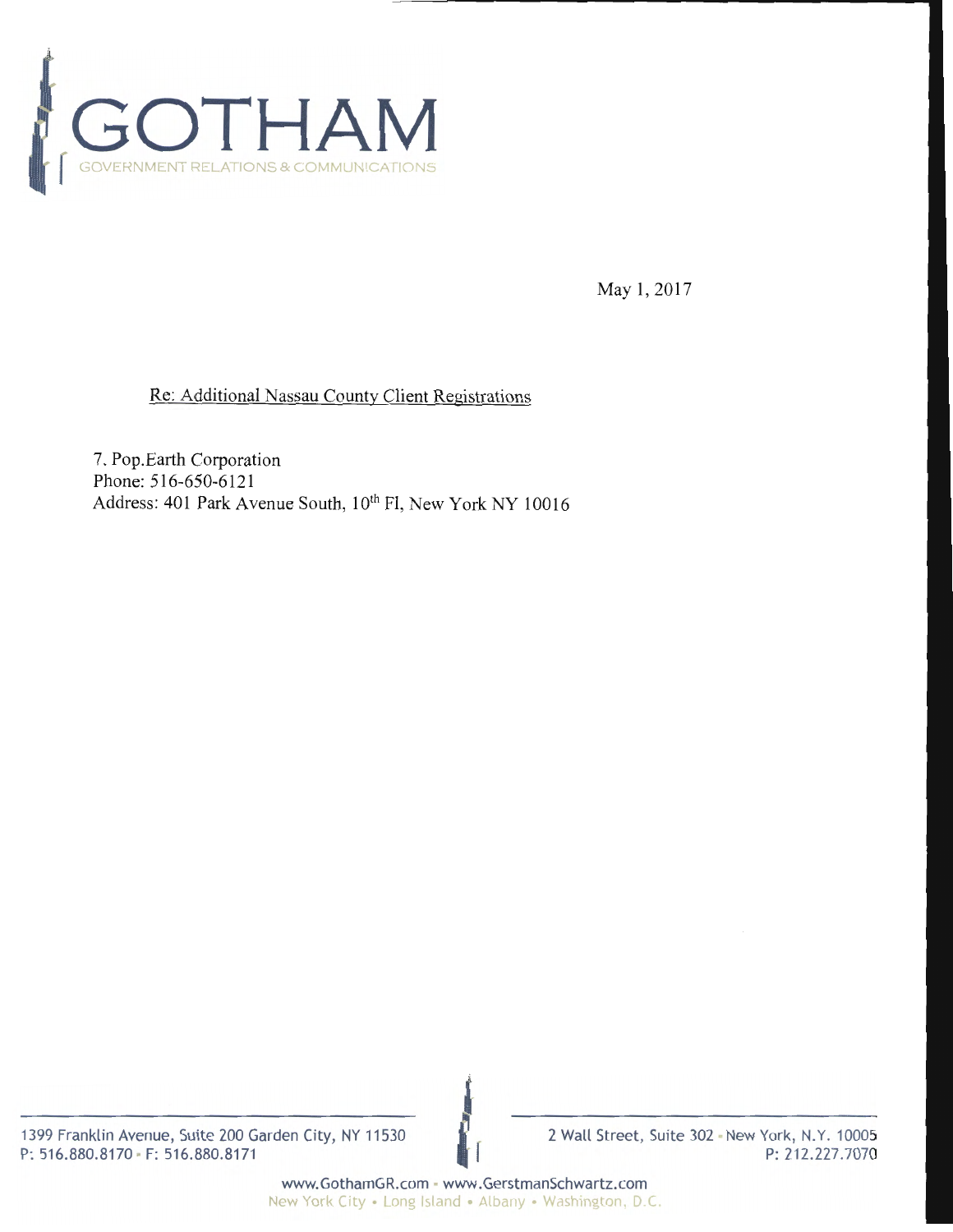# GOTHAM

GOVERNMENT RELATIONS & COMMUNICATIONS

May 1, 2017

Re: Additional Nassau County Client Registrations

7. Pop.Earth Corporation
Phone: 516-650-6121
Address: 401 Park Avenue South, 10th Fl, New York NY 10016

1399 Franklin Avenue, Suite 200 Garden City, NY 11530
P: 516.880.8170 - F: 516.880.8171

2 Wall Street, Suite 302 - New York, N.Y. 10005
P: 212.227.7070

www.GothamGR.com - www.GerstmanSchwartz.com
New York City • Long Island • Albany • Washington, D.C.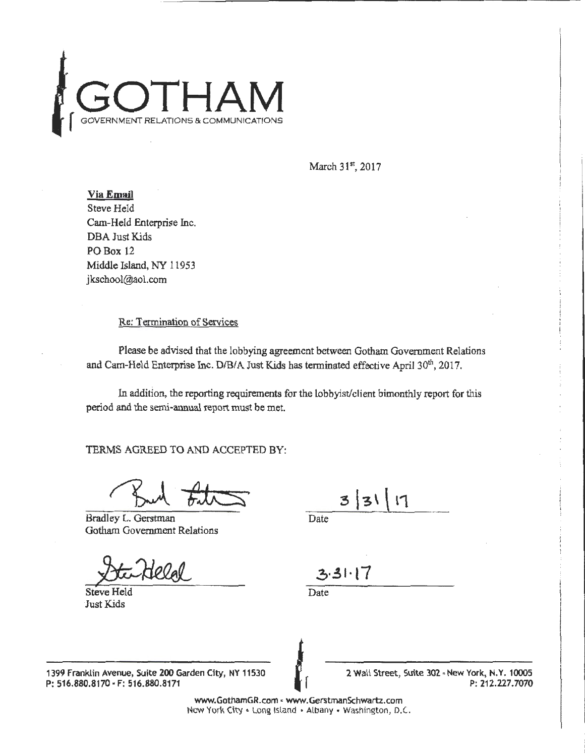# GOTHAM

GOVERNMENT RELATIONS & COMMUNICATIONS

March 31st, 2017

**Via Email**
Steve Held
Cam-Held Enterprise Inc.
DBA Just Kids
PO Box 12
Middle Island, NY 11953
jkschool@aol.com

Re: Termination of Services

Please be advised that the lobbying agreement between Gotham Government Relations and Cam-Held Enterprise Inc. D/B/A Just Kids has terminated effective April 30th, 2017.

In addition, the reporting requirements for the lobbyist/client bimonthly report for this period and the semi-annual report must be met.

TERMS AGREED TO AND ACCEPTED BY:

Bradley L. Gerstman
Gotham Government Relations

Date: 3/31/17

Steve Held
Just Kids

Date: 3.31.17

1399 Franklin Avenue, Suite 200 Garden City, NY 11530
P: 516.880.8170 - F: 516.880.8171

2 Wall Street, Suite 302 - New York, N.Y. 10005
P: 212.227.7070

www.GothamGR.com - www.GerstmanSchwartz.com
New York City • Long Island • Albany • Washington, D.C.